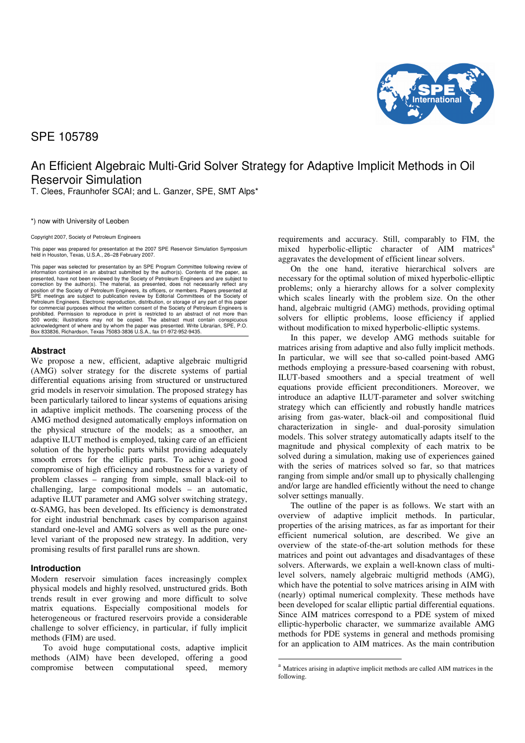SPE 105789

# An Efficient Algebraic Multi-Grid Solver Strategy for Adaptive Implicit Methods in Oil Reservoir Simulation

T. Clees, Fraunhofer SCAI; and L. Ganzer, SPE, SMT Alps*

*) now with University of Leoben

Copyright 2007, Society of Petroleum Engineers

This paper was prepared for presentation at the 2007 SPE Reservoir Simulation Symposium held in Houston, Texas, U.S.A., 26–28 February 2007.

This paper was selected for presentation by an SPE Program Committee following review of information contained in an abstract submitted by the author(s). Contents of the paper, as presented, have not been reviewed by the Society of Petroleum Engineers and are subject to correction by the author(s). The material, as presented, does not necessarily reflect any position of the Society of Petroleum Engineers, its officers, or members. Papers presented at SPE meetings are subject to publication review by Editorial Committees of the Society of Petroleum Engineers. Electronic reproduction, distribution, or storage of any part of this paper for commercial purposes without the written consent of the Society of Petroleum Engineers is prohibited. Permission to reproduce in print is restricted to an abstract of not more than 300 words; illustrations may not be copied. The abstract must contain conspicuous acknowledgment of where and by whom the paper was presented. Write Librarian, SPE, P.O. Box 833836, Richardson, Texas 75083-3836 U.S.A., fax 01-972-952-9435.

## Abstract

We propose a new, efficient, adaptive algebraic multigrid (AMG) solver strategy for the discrete systems of partial differential equations arising from structured or unstructured grid models in reservoir simulation. The proposed strategy has been particularly tailored to linear systems of equations arising in adaptive implicit methods. The coarsening process of the AMG method designed automatically employs information on the physical structure of the models; as a smoother, an adaptive ILUT method is employed, taking care of an efficient solution of the hyperbolic parts whilst providing adequately smooth errors for the elliptic parts. To achieve a good compromise of high efficiency and robustness for a variety of problem classes – ranging from simple, small black-oil to challenging, large compositional models – an automatic, adaptive ILUT parameter and AMG solver switching strategy, α-SAMG, has been developed. Its efficiency is demonstrated for eight industrial benchmark cases by comparison against standard one-level and AMG solvers as well as the pure one-level variant of the proposed new strategy. In addition, very promising results of first parallel runs are shown.

## Introduction

Modern reservoir simulation faces increasingly complex physical models and highly resolved, unstructured grids. Both trends result in ever growing and more difficult to solve matrix equations. Especially compositional models for heterogeneous or fractured reservoirs provide a considerable challenge to solver efficiency, in particular, if fully implicit methods (FIM) are used.

To avoid huge computational costs, adaptive implicit methods (AIM) have been developed, offering a good compromise between computational speed, memory requirements and accuracy. Still, comparably to FIM, the mixed hyperbolic-elliptic character of AIM matrices[a] aggravates the development of efficient linear solvers.

On the one hand, iterative hierarchical solvers are necessary for the optimal solution of mixed hyperbolic-elliptic problems; only a hierarchy allows for a solver complexity which scales linearly with the problem size. On the other hand, algebraic multigrid (AMG) methods, providing optimal solvers for elliptic problems, loose efficiency if applied without modification to mixed hyperbolic-elliptic systems.

In this paper, we develop AMG methods suitable for matrices arising from adaptive and also fully implicit methods. In particular, we will see that so-called point-based AMG methods employing a pressure-based coarsening with robust, ILUT-based smoothers and a special treatment of well equations provide efficient preconditioners. Moreover, we introduce an adaptive ILUT-parameter and solver switching strategy which can efficiently and robustly handle matrices arising from gas-water, black-oil and compositional fluid characterization in single- and dual-porosity simulation models. This solver strategy automatically adapts itself to the magnitude and physical complexity of each matrix to be solved during a simulation, making use of experiences gained with the series of matrices solved so far, so that matrices ranging from simple and/or small up to physically challenging and/or large are handled efficiently without the need to change solver settings manually.

The outline of the paper is as follows. We start with an overview of adaptive implicit methods. In particular, properties of the arising matrices, as far as important for their efficient numerical solution, are described. We give an overview of the state-of-the-art solution methods for these matrices and point out advantages and disadvantages of these solvers. Afterwards, we explain a well-known class of multi-level solvers, namely algebraic multigrid methods (AMG), which have the potential to solve matrices arising in AIM with (nearly) optimal numerical complexity. These methods have been developed for scalar elliptic partial differential equations. Since AIM matrices correspond to a PDE system of mixed elliptic-hyperbolic character, we summarize available AMG methods for PDE systems in general and methods promising for an application to AIM matrices. As the main contribution

[a] Matrices arising in adaptive implicit methods are called AIM matrices in the following.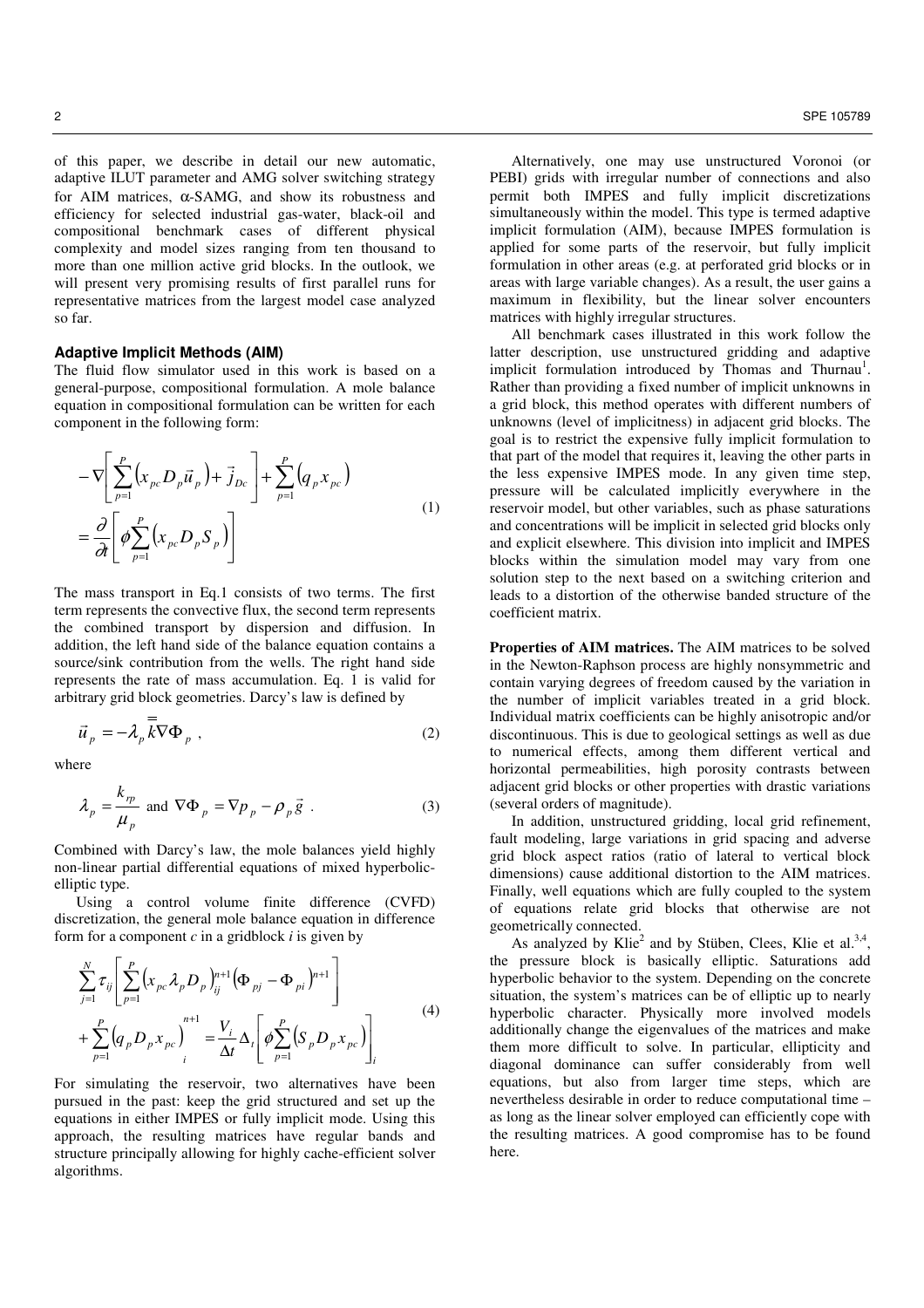of this paper, we describe in detail our new automatic, adaptive ILUT parameter and AMG solver switching strategy for AIM matrices, α-SAMG, and show its robustness and efficiency for selected industrial gas-water, black-oil and compositional benchmark cases of different physical complexity and model sizes ranging from ten thousand to more than one million active grid blocks. In the outlook, we will present very promising results of first parallel runs for representative matrices from the largest model case analyzed so far.

### Adaptive Implicit Methods (AIM)

The fluid flow simulator used in this work is based on a general-purpose, compositional formulation. A mole balance equation in compositional formulation can be written for each component in the following form:

$$-\nabla\left[\sum_{p=1}^{P}\left(x_{pc}D_p\vec{u}_p\right)+\vec{j}_{Dc}\right]+\sum_{p=1}^{P}\left(q_p x_{pc}\right) = \frac{\partial}{\partial t}\left[\phi\sum_{p=1}^{P}\left(x_{pc}D_p S_p\right)\right] \tag{1}$$

The mass transport in Eq.1 consists of two terms. The first term represents the convective flux, the second term represents the combined transport by dispersion and diffusion. In addition, the left hand side of the balance equation contains a source/sink contribution from the wells. The right hand side represents the rate of mass accumulation. Eq. 1 is valid for arbitrary grid block geometries. Darcy's law is defined by

$$\vec{u}_p = -\lambda_p \overline{\overline{k}}\nabla\Phi_p \ , \tag{2}$$

where

$$\lambda_p = \frac{k_{rp}}{\mu_p} \text{ and } \nabla\Phi_p = \nabla p_p - \rho_p\vec{g} \ . \tag{3}$$

Combined with Darcy's law, the mole balances yield highly non-linear partial differential equations of mixed hyperbolic-elliptic type.

Using a control volume finite difference (CVFD) discretization, the general mole balance equation in difference form for a component $c$ in a gridblock $i$ is given by

$$\sum_{j=1}^{N}\tau_{ij}\left[\sum_{p=1}^{P}\left(x_{pc}\lambda_p D_p\right)_{ij}^{n+1}\left(\Phi_{pj}-\Phi_{pi}\right)^{n+1}\right] + \sum_{p=1}^{P}\left(q_p D_p x_{pc}\right)_i^{n+1} = \frac{V_i}{\Delta t}\Delta_t\left[\phi\sum_{p=1}^{P}\left(S_p D_p x_{pc}\right)\right]_i \tag{4}$$

For simulating the reservoir, two alternatives have been pursued in the past: keep the grid structured and set up the equations in either IMPES or fully implicit mode. Using this approach, the resulting matrices have regular bands and structure principally allowing for highly cache-efficient solver algorithms.

Alternatively, one may use unstructured Voronoi (or PEBI) grids with irregular number of connections and also permit both IMPES and fully implicit discretizations simultaneously within the model. This type is termed adaptive implicit formulation (AIM), because IMPES formulation is applied for some parts of the reservoir, but fully implicit formulation in other areas (e.g. at perforated grid blocks or in areas with large variable changes). As a result, the user gains a maximum in flexibility, but the linear solver encounters matrices with highly irregular structures.

All benchmark cases illustrated in this work follow the latter description, use unstructured gridding and adaptive implicit formulation introduced by Thomas and Thurnau[1]. Rather than providing a fixed number of implicit unknowns in a grid block, this method operates with different numbers of unknowns (level of implicitness) in adjacent grid blocks. The goal is to restrict the expensive fully implicit formulation to that part of the model that requires it, leaving the other parts in the less expensive IMPES mode. In any given time step, pressure will be calculated implicitly everywhere in the reservoir model, but other variables, such as phase saturations and concentrations will be implicit in selected grid blocks only and explicit elsewhere. This division into implicit and IMPES blocks within the simulation model may vary from one solution step to the next based on a switching criterion and leads to a distortion of the otherwise banded structure of the coefficient matrix.

**Properties of AIM matrices.** The AIM matrices to be solved in the Newton-Raphson process are highly nonsymmetric and contain varying degrees of freedom caused by the variation in the number of implicit variables treated in a grid block. Individual matrix coefficients can be highly anisotropic and/or discontinuous. This is due to geological settings as well as due to numerical effects, among them different vertical and horizontal permeabilities, high porosity contrasts between adjacent grid blocks or other properties with drastic variations (several orders of magnitude).

In addition, unstructured gridding, local grid refinement, fault modeling, large variations in grid spacing and adverse grid block aspect ratios (ratio of lateral to vertical block dimensions) cause additional distortion to the AIM matrices. Finally, well equations which are fully coupled to the system of equations relate grid blocks that otherwise are not geometrically connected.

As analyzed by Klie[2] and by Stüben, Clees, Klie et al.[3,4], the pressure block is basically elliptic. Saturations add hyperbolic behavior to the system. Depending on the concrete situation, the system's matrices can be of elliptic up to nearly hyperbolic character. Physically more involved models additionally change the eigenvalues of the matrices and make them more difficult to solve. In particular, ellipticity and diagonal dominance can suffer considerably from well equations, but also from larger time steps, which are nevertheless desirable in order to reduce computational time – as long as the linear solver employed can efficiently cope with the resulting matrices. A good compromise has to be found here.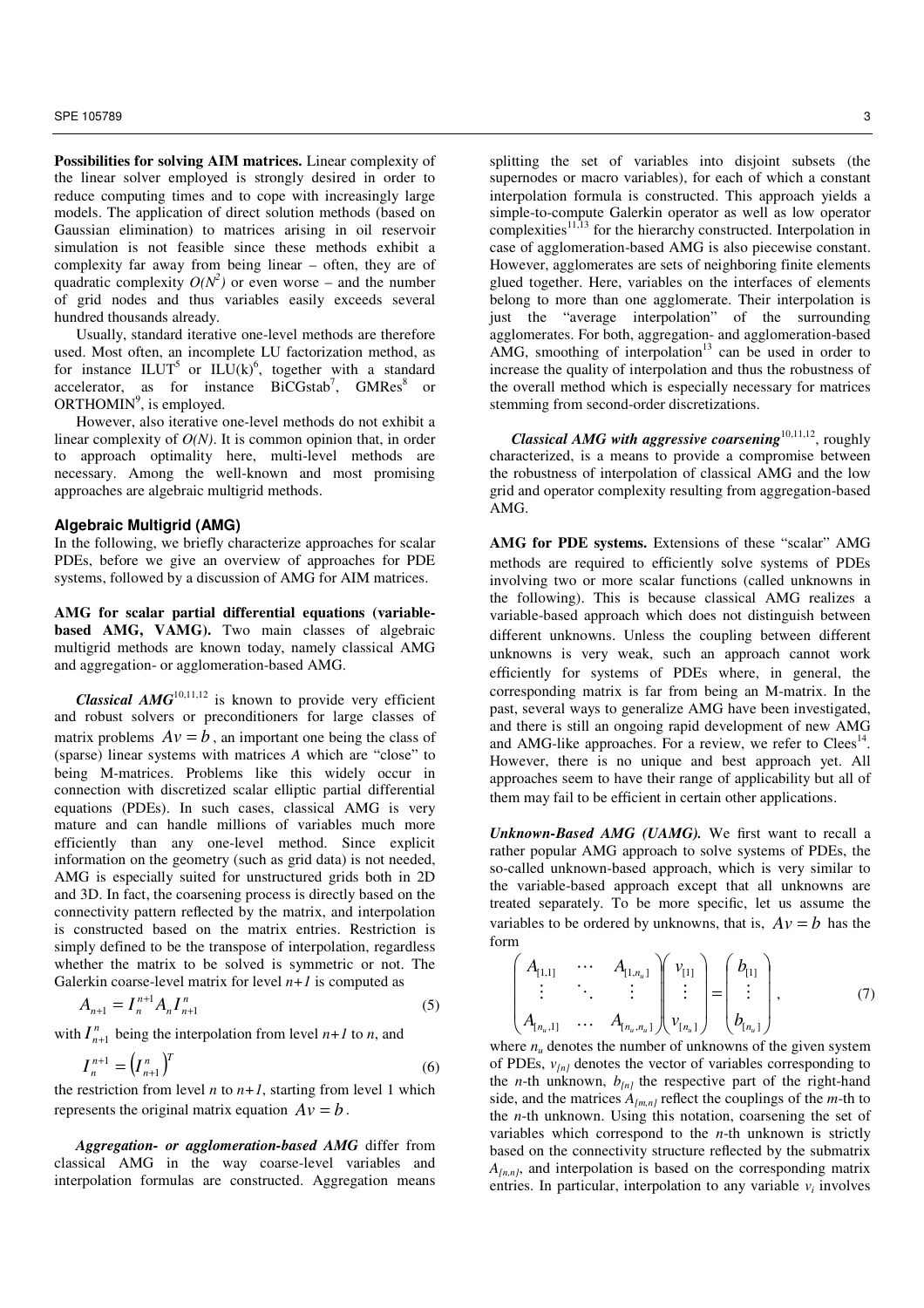**Possibilities for solving AIM matrices.** Linear complexity of the linear solver employed is strongly desired in order to reduce computing times and to cope with increasingly large models. The application of direct solution methods (based on Gaussian elimination) to matrices arising in oil reservoir simulation is not feasible since these methods exhibit a complexity far away from being linear – often, they are of quadratic complexity $O(N^2)$ or even worse – and the number of grid nodes and thus variables easily exceeds several hundred thousands already.

Usually, standard iterative one-level methods are therefore used. Most often, an incomplete LU factorization method, as for instance ILUT[5] or ILU(k)[6], together with a standard accelerator, as for instance BiCGstab[7], GMRes[8] or ORTHOMIN[9], is employed.

However, also iterative one-level methods do not exhibit a linear complexity of $O(N)$. It is common opinion that, in order to approach optimality here, multi-level methods are necessary. Among the well-known and most promising approaches are algebraic multigrid methods.

## Algebraic Multigrid (AMG)

In the following, we briefly characterize approaches for scalar PDEs, before we give an overview of approaches for PDE systems, followed by a discussion of AMG for AIM matrices.

**AMG for scalar partial differential equations (variable-based AMG, VAMG).** Two main classes of algebraic multigrid methods are known today, namely classical AMG and aggregation- or agglomeration-based AMG.

***Classical AMG***[10,11,12] is known to provide very efficient and robust solvers or preconditioners for large classes of matrix problems $Av = b$, an important one being the class of (sparse) linear systems with matrices $A$ which are "close" to being M-matrices. Problems like this widely occur in connection with discretized scalar elliptic partial differential equations (PDEs). In such cases, classical AMG is very mature and can handle millions of variables much more efficiently than any one-level method. Since explicit information on the geometry (such as grid data) is not needed, AMG is especially suited for unstructured grids both in 2D and 3D. In fact, the coarsening process is directly based on the connectivity pattern reflected by the matrix, and interpolation is constructed based on the matrix entries. Restriction is simply defined to be the transpose of interpolation, regardless whether the matrix to be solved is symmetric or not. The Galerkin coarse-level matrix for level $n+1$ is computed as

$$A_{n+1} = I_n^{n+1} A_n I_{n+1}^n \tag{5}$$

with $I_{n+1}^n$ being the interpolation from level $n+1$ to $n$, and

$$I_n^{n+1} = \left(I_{n+1}^n\right)^T \tag{6}$$

the restriction from level $n$ to $n+1$, starting from level 1 which represents the original matrix equation $Av = b$.

***Aggregation- or agglomeration-based AMG*** differ from classical AMG in the way coarse-level variables and interpolation formulas are constructed. Aggregation means splitting the set of variables into disjoint subsets (the supernodes or macro variables), for each of which a constant interpolation formula is constructed. This approach yields a simple-to-compute Galerkin operator as well as low operator complexities[11,13] for the hierarchy constructed. Interpolation in case of agglomeration-based AMG is also piecewise constant. However, agglomerates are sets of neighboring finite elements glued together. Here, variables on the interfaces of elements belong to more than one agglomerate. Their interpolation is just the "average interpolation" of the surrounding agglomerates. For both, aggregation- and agglomeration-based AMG, smoothing of interpolation[13] can be used in order to increase the quality of interpolation and thus the robustness of the overall method which is especially necessary for matrices stemming from second-order discretizations.

***Classical AMG with aggressive coarsening***[10,11,12], roughly characterized, is a means to provide a compromise between the robustness of interpolation of classical AMG and the low grid and operator complexity resulting from aggregation-based AMG.

**AMG for PDE systems.** Extensions of these "scalar" AMG methods are required to efficiently solve systems of PDEs involving two or more scalar functions (called unknowns in the following). This is because classical AMG realizes a variable-based approach which does not distinguish between different unknowns. Unless the coupling between different unknowns is very weak, such an approach cannot work efficiently for systems of PDEs where, in general, the corresponding matrix is far from being an M-matrix. In the past, several ways to generalize AMG have been investigated, and there is still an ongoing rapid development of new AMG and AMG-like approaches. For a review, we refer to Clees[14]. However, there is no unique and best approach yet. All approaches seem to have their range of applicability but all of them may fail to be efficient in certain other applications.

***Unknown-Based AMG (UAMG).*** We first want to recall a rather popular AMG approach to solve systems of PDEs, the so-called unknown-based approach, which is very similar to the variable-based approach except that all unknowns are treated separately. To be more specific, let us assume the variables to be ordered by unknowns, that is, $Av = b$ has the form

$$\begin{pmatrix} A_{[1,1]} & \cdots & A_{[1,n_u]} \\ \vdots & \ddots & \vdots \\ A_{[n_u,1]} & \cdots & A_{[n_u,n_u]} \end{pmatrix} \begin{pmatrix} v_{[1]} \\ \vdots \\ v_{[n_u]} \end{pmatrix} = \begin{pmatrix} b_{[1]} \\ \vdots \\ b_{[n_u]} \end{pmatrix}, \tag{7}$$

where $n_u$ denotes the number of unknowns of the given system of PDEs, $v_{[n]}$ denotes the vector of variables corresponding to the $n$-th unknown, $b_{[n]}$ the respective part of the right-hand side, and the matrices $A_{[m,n]}$ reflect the couplings of the $m$-th to the $n$-th unknown. Using this notation, coarsening the set of variables which correspond to the $n$-th unknown is strictly based on the connectivity structure reflected by the submatrix $A_{[n,n]}$, and interpolation is based on the corresponding matrix entries. In particular, interpolation to any variable $v_i$ involves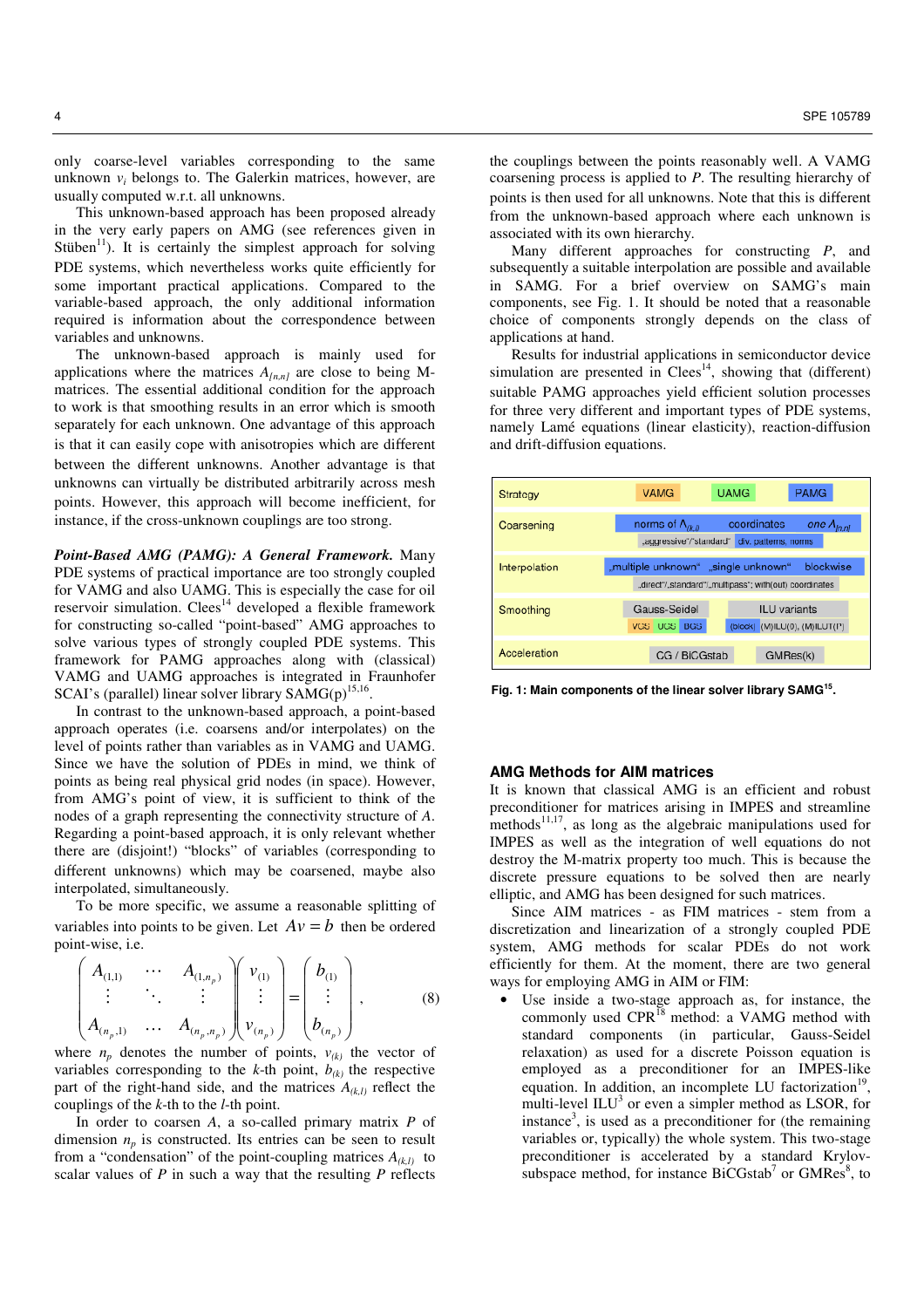only coarse-level variables corresponding to the same unknown $v_i$ belongs to. The Galerkin matrices, however, are usually computed w.r.t. all unknowns.

This unknown-based approach has been proposed already in the very early papers on AMG (see references given in Stüben[11]). It is certainly the simplest approach for solving PDE systems, which nevertheless works quite efficiently for some important practical applications. Compared to the variable-based approach, the only additional information required is information about the correspondence between variables and unknowns.

The unknown-based approach is mainly used for applications where the matrices $A_{[n,n]}$ are close to being M-matrices. The essential additional condition for the approach to work is that smoothing results in an error which is smooth separately for each unknown. One advantage of this approach is that it can easily cope with anisotropies which are different between the different unknowns. Another advantage is that unknowns can virtually be distributed arbitrarily across mesh points. However, this approach will become inefficient, for instance, if the cross-unknown couplings are too strong.

***Point-Based AMG (PAMG): A General Framework.*** Many PDE systems of practical importance are too strongly coupled for VAMG and also UAMG. This is especially the case for oil reservoir simulation. Clees[14] developed a flexible framework for constructing so-called "point-based" AMG approaches to solve various types of strongly coupled PDE systems. This framework for PAMG approaches along with (classical) VAMG and UAMG approaches is integrated in Fraunhofer SCAI's (parallel) linear solver library SAMG(p)[15,16].

In contrast to the unknown-based approach, a point-based approach operates (i.e. coarsens and/or interpolates) on the level of points rather than variables as in VAMG and UAMG. Since we have the solution of PDEs in mind, we think of points as being real physical grid nodes (in space). However, from AMG's point of view, it is sufficient to think of the nodes of a graph representing the connectivity structure of $A$. Regarding a point-based approach, it is only relevant whether there are (disjoint!) "blocks" of variables (corresponding to different unknowns) which may be coarsened, maybe also interpolated, simultaneously.

To be more specific, we assume a reasonable splitting of variables into points to be given. Let $Av = b$ then be ordered point-wise, i.e.

$$\begin{pmatrix} A_{(1,1)} & \cdots & A_{(1,n_p)} \\ \vdots & \ddots & \vdots \\ A_{(n_p,1)} & \cdots & A_{(n_p,n_p)} \end{pmatrix} \begin{pmatrix} v_{(1)} \\ \vdots \\ v_{(n_p)} \end{pmatrix} = \begin{pmatrix} b_{(1)} \\ \vdots \\ b_{(n_p)} \end{pmatrix}, \qquad (8)$$

where $n_p$ denotes the number of points, $v_{(k)}$ the vector of variables corresponding to the $k$-th point, $b_{(k)}$ the respective part of the right-hand side, and the matrices $A_{(k,l)}$ reflect the couplings of the $k$-th to the $l$-th point.

In order to coarsen $A$, a so-called primary matrix $P$ of dimension $n_p$ is constructed. Its entries can be seen to result from a "condensation" of the point-coupling matrices $A_{(k,l)}$ to scalar values of $P$ in such a way that the resulting $P$ reflects the couplings between the points reasonably well. A VAMG coarsening process is applied to $P$. The resulting hierarchy of points is then used for all unknowns. Note that this is different from the unknown-based approach where each unknown is associated with its own hierarchy.

Many different approaches for constructing $P$, and subsequently a suitable interpolation are possible and available in SAMG. For a brief overview on SAMG's main components, see Fig. 1. It should be noted that a reasonable choice of components strongly depends on the class of applications at hand.

Results for industrial applications in semiconductor device simulation are presented in Clees[14], showing that (different) suitable PAMG approaches yield efficient solution processes for three very different and important types of PDE systems, namely Lamé equations (linear elasticity), reaction-diffusion and drift-diffusion equations.

| | | | |
|---|---|---|---|
| Strategy | VAMG | UAMG | PAMG |
| Coarsening | norms of $A_{(k,l)}$; „aggressive"/"standard" | coordinates; div. patterns, norms | one $A_{[n,n]}$ |
| Interpolation | „multiple unknown"; „direct"/„standard"/„multipass"; with(out) coordinates | „single unknown" | blockwise |
| Smoothing | Gauss-Seidel (VCS, UCS, BCS) | ILU variants ((block) (M)ILU(0), (M)ILUT(P)) | |
| Acceleration | CG / BiCGstab | GMRes(k) | |

**Fig. 1: Main components of the linear solver library SAMG[15].**

## AMG Methods for AIM matrices

It is known that classical AMG is an efficient and robust preconditioner for matrices arising in IMPES and streamline methods[11,17], as long as the algebraic manipulations used for IMPES as well as the integration of well equations do not destroy the M-matrix property too much. This is because the discrete pressure equations to be solved then are nearly elliptic, and AMG has been designed for such matrices.

Since AIM matrices - as FIM matrices - stem from a discretization and linearization of a strongly coupled PDE system, AMG methods for scalar PDEs do not work efficiently for them. At the moment, there are two general ways for employing AMG in AIM or FIM:

- Use inside a two-stage approach as, for instance, the commonly used CPR[18] method: a VAMG method with standard components (in particular, Gauss-Seidel relaxation) as used for a discrete Poisson equation is employed as a preconditioner for an IMPES-like equation. In addition, an incomplete LU factorization[19], multi-level ILU[3] or even a simpler method as LSOR, for instance[3], is used as a preconditioner for (the remaining variables or, typically) the whole system. This two-stage preconditioner is accelerated by a standard Krylov-subspace method, for instance BiCGstab[7] or GMRes[8], to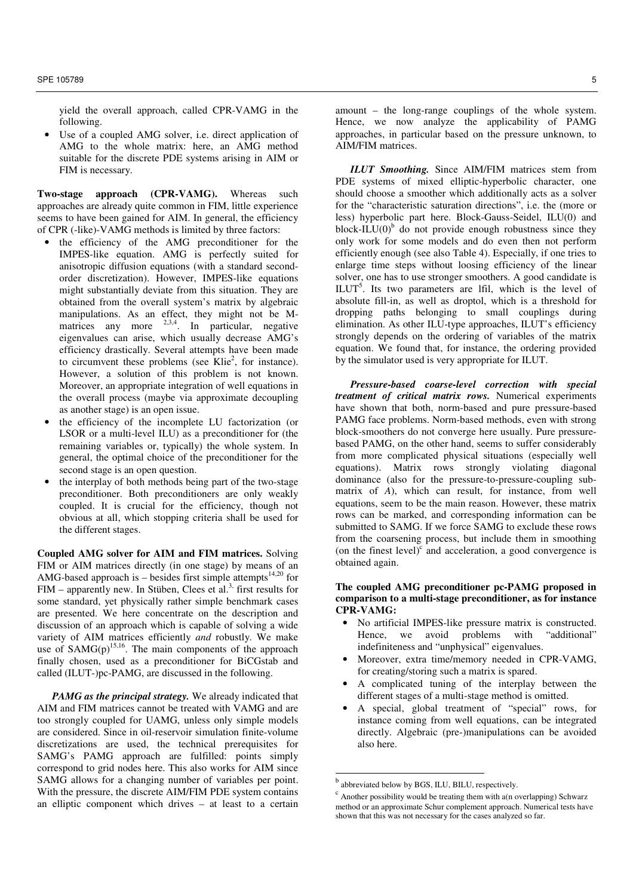yield the overall approach, called CPR-VAMG in the following.

- Use of a coupled AMG solver, i.e. direct application of AMG to the whole matrix: here, an AMG method suitable for the discrete PDE systems arising in AIM or FIM is necessary.

**Two-stage approach (CPR-VAMG).** Whereas such approaches are already quite common in FIM, little experience seems to have been gained for AIM. In general, the efficiency of CPR (-like)-VAMG methods is limited by three factors:

- the efficiency of the AMG preconditioner for the IMPES-like equation. AMG is perfectly suited for anisotropic diffusion equations (with a standard second-order discretization). However, IMPES-like equations might substantially deviate from this situation. They are obtained from the overall system's matrix by algebraic manipulations. As an effect, they might not be M-matrices any more [2,3,4]. In particular, negative eigenvalues can arise, which usually decrease AMG's efficiency drastically. Several attempts have been made to circumvent these problems (see Klie[2], for instance). However, a solution of this problem is not known. Moreover, an appropriate integration of well equations in the overall process (maybe via approximate decoupling as another stage) is an open issue.
- the efficiency of the incomplete LU factorization (or LSOR or a multi-level ILU) as a preconditioner for (the remaining variables or, typically) the whole system. In general, the optimal choice of the preconditioner for the second stage is an open question.
- the interplay of both methods being part of the two-stage preconditioner. Both preconditioners are only weakly coupled. It is crucial for the efficiency, though not obvious at all, which stopping criteria shall be used for the different stages.

**Coupled AMG solver for AIM and FIM matrices.** Solving FIM or AIM matrices directly (in one stage) by means of an AMG-based approach is – besides first simple attempts[14,20] for FIM – apparently new. In Stüben, Clees et al.[3,] first results for some standard, yet physically rather simple benchmark cases are presented. We here concentrate on the description and discussion of an approach which is capable of solving a wide variety of AIM matrices efficiently *and* robustly. We make use of SAMG(p)[15,16]. The main components of the approach finally chosen, used as a preconditioner for BiCGstab and called (ILUT-)pc-PAMG, are discussed in the following.

***PAMG as the principal strategy.*** We already indicated that AIM and FIM matrices cannot be treated with VAMG and are too strongly coupled for UAMG, unless only simple models are considered. Since in oil-reservoir simulation finite-volume discretizations are used, the technical prerequisites for SAMG's PAMG approach are fulfilled: points simply correspond to grid nodes here. This also works for AIM since SAMG allows for a changing number of variables per point. With the pressure, the discrete AIM/FIM PDE system contains an elliptic component which drives – at least to a certain amount – the long-range couplings of the whole system. Hence, we now analyze the applicability of PAMG approaches, in particular based on the pressure unknown, to AIM/FIM matrices.

***ILUT Smoothing.*** Since AIM/FIM matrices stem from PDE systems of mixed elliptic-hyperbolic character, one should choose a smoother which additionally acts as a solver for the "characteristic saturation directions", i.e. the (more or less) hyperbolic part here. Block-Gauss-Seidel, ILU(0) and block-ILU(0)[b] do not provide enough robustness since they only work for some models and do even then not perform efficiently enough (see also Table 4). Especially, if one tries to enlarge time steps without loosing efficiency of the linear solver, one has to use stronger smoothers. A good candidate is ILUT[5]. Its two parameters are lfil, which is the level of absolute fill-in, as well as droptol, which is a threshold for dropping paths belonging to small couplings during elimination. As other ILU-type approaches, ILUT's efficiency strongly depends on the ordering of variables of the matrix equation. We found that, for instance, the ordering provided by the simulator used is very appropriate for ILUT.

***Pressure-based coarse-level correction with special treatment of critical matrix rows.*** Numerical experiments have shown that both, norm-based and pure pressure-based PAMG face problems. Norm-based methods, even with strong block-smoothers do not converge here usually. Pure pressure-based PAMG, on the other hand, seems to suffer considerably from more complicated physical situations (especially well equations). Matrix rows strongly violating diagonal dominance (also for the pressure-to-pressure-coupling sub-matrix of *A*), which can result, for instance, from well equations, seem to be the main reason. However, these matrix rows can be marked, and corresponding information can be submitted to SAMG. If we force SAMG to exclude these rows from the coarsening process, but include them in smoothing (on the finest level)[c] and acceleration, a good convergence is obtained again.

**The coupled AMG preconditioner pc-PAMG proposed in comparison to a multi-stage preconditioner, as for instance CPR-VAMG:**

- No artificial IMPES-like pressure matrix is constructed. Hence, we avoid problems with "additional" indefiniteness and "unphysical" eigenvalues.
- Moreover, extra time/memory needed in CPR-VAMG, for creating/storing such a matrix is spared.
- A complicated tuning of the interplay between the different stages of a multi-stage method is omitted.
- A special, global treatment of "special" rows, for instance coming from well equations, can be integrated directly. Algebraic (pre-)manipulations can be avoided also here.

---

[b] abbreviated below by BGS, ILU, BILU, respectively.

[c] Another possibility would be treating them with a(n overlapping) Schwarz method or an approximate Schur complement approach. Numerical tests have shown that this was not necessary for the cases analyzed so far.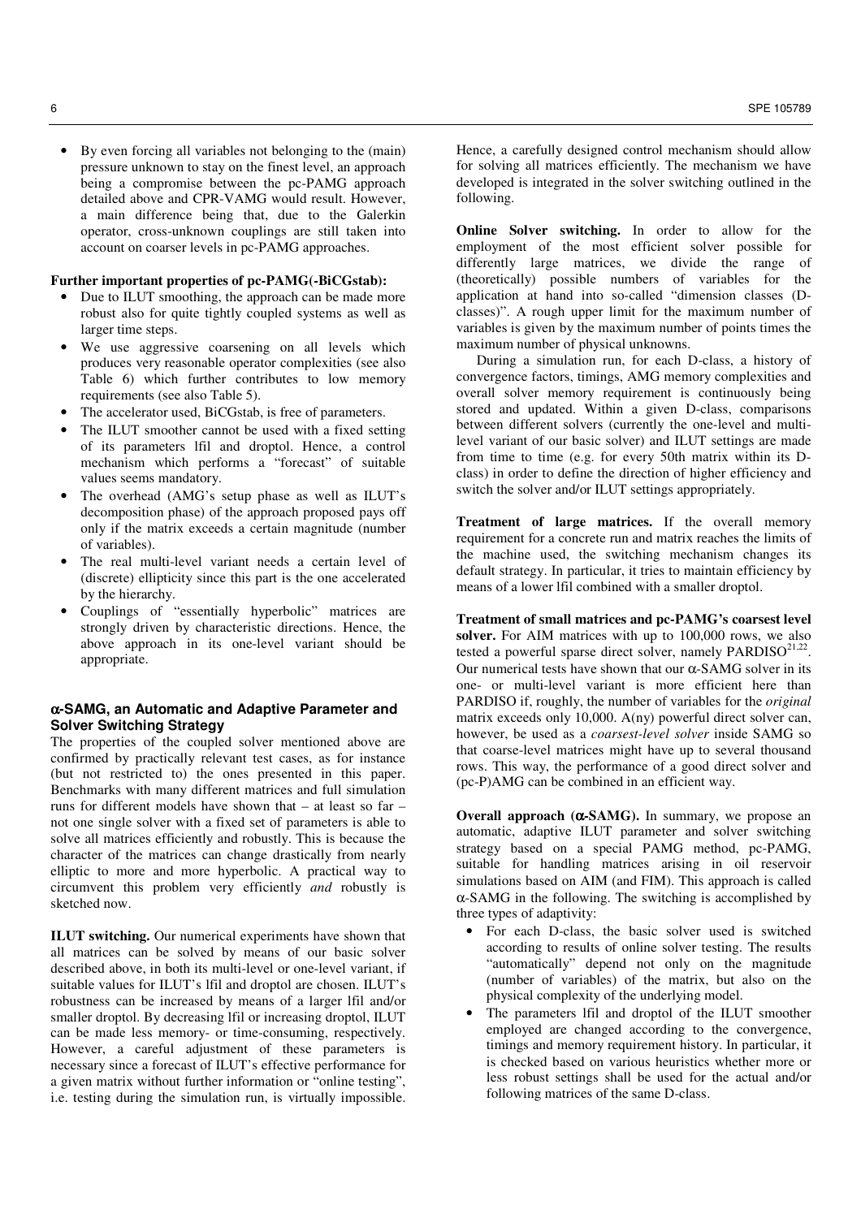- By even forcing all variables not belonging to the (main) pressure unknown to stay on the finest level, an approach being a compromise between the pc-PAMG approach detailed above and CPR-VAMG would result. However, a main difference being that, due to the Galerkin operator, cross-unknown couplings are still taken into account on coarser levels in pc-PAMG approaches.

**Further important properties of pc-PAMG(-BiCGstab):**

- Due to ILUT smoothing, the approach can be made more robust also for quite tightly coupled systems as well as larger time steps.
- We use aggressive coarsening on all levels which produces very reasonable operator complexities (see also Table 6) which further contributes to low memory requirements (see also Table 5).
- The accelerator used, BiCGstab, is free of parameters.
- The ILUT smoother cannot be used with a fixed setting of its parameters lfil and droptol. Hence, a control mechanism which performs a "forecast" of suitable values seems mandatory.
- The overhead (AMG's setup phase as well as ILUT's decomposition phase) of the approach proposed pays off only if the matrix exceeds a certain magnitude (number of variables).
- The real multi-level variant needs a certain level of (discrete) ellipticity since this part is the one accelerated by the hierarchy.
- Couplings of "essentially hyperbolic" matrices are strongly driven by characteristic directions. Hence, the above approach in its one-level variant should be appropriate.

## $\alpha$-SAMG, an Automatic and Adaptive Parameter and Solver Switching Strategy

The properties of the coupled solver mentioned above are confirmed by practically relevant test cases, as for instance (but not restricted to) the ones presented in this paper. Benchmarks with many different matrices and full simulation runs for different models have shown that – at least so far – not one single solver with a fixed set of parameters is able to solve all matrices efficiently and robustly. This is because the character of the matrices can change drastically from nearly elliptic to more and more hyperbolic. A practical way to circumvent this problem very efficiently *and* robustly is sketched now.

**ILUT switching.** Our numerical experiments have shown that all matrices can be solved by means of our basic solver described above, in both its multi-level or one-level variant, if suitable values for ILUT's lfil and droptol are chosen. ILUT's robustness can be increased by means of a larger lfil and/or smaller droptol. By decreasing lfil or increasing droptol, ILUT can be made less memory- or time-consuming, respectively. However, a careful adjustment of these parameters is necessary since a forecast of ILUT's effective performance for a given matrix without further information or "online testing", i.e. testing during the simulation run, is virtually impossible. Hence, a carefully designed control mechanism should allow for solving all matrices efficiently. The mechanism we have developed is integrated in the solver switching outlined in the following.

**Online Solver switching.** In order to allow for the employment of the most efficient solver possible for differently large matrices, we divide the range of (theoretically) possible numbers of variables for the application at hand into so-called "dimension classes (D-classes)". A rough upper limit for the maximum number of variables is given by the maximum number of points times the maximum number of physical unknowns.

During a simulation run, for each D-class, a history of convergence factors, timings, AMG memory complexities and overall solver memory requirement is continuously being stored and updated. Within a given D-class, comparisons between different solvers (currently the one-level and multi-level variant of our basic solver) and ILUT settings are made from time to time (e.g. for every 50th matrix within its D-class) in order to define the direction of higher efficiency and switch the solver and/or ILUT settings appropriately.

**Treatment of large matrices.** If the overall memory requirement for a concrete run and matrix reaches the limits of the machine used, the switching mechanism changes its default strategy. In particular, it tries to maintain efficiency by means of a lower lfil combined with a smaller droptol.

**Treatment of small matrices and pc-PAMG's coarsest level solver.** For AIM matrices with up to 100,000 rows, we also tested a powerful sparse direct solver, namely PARDISO[21,22]. Our numerical tests have shown that our $\alpha$-SAMG solver in its one- or multi-level variant is more efficient here than PARDISO if, roughly, the number of variables for the *original* matrix exceeds only 10,000. A(ny) powerful direct solver can, however, be used as a *coarsest-level solver* inside SAMG so that coarse-level matrices might have up to several thousand rows. This way, the performance of a good direct solver and (pc-P)AMG can be combined in an efficient way.

**Overall approach ($\alpha$-SAMG).** In summary, we propose an automatic, adaptive ILUT parameter and solver switching strategy based on a special PAMG method, pc-PAMG, suitable for handling matrices arising in oil reservoir simulations based on AIM (and FIM). This approach is called $\alpha$-SAMG in the following. The switching is accomplished by three types of adaptivity:

- For each D-class, the basic solver used is switched according to results of online solver testing. The results "automatically" depend not only on the magnitude (number of variables) of the matrix, but also on the physical complexity of the underlying model.
- The parameters lfil and droptol of the ILUT smoother employed are changed according to the convergence, timings and memory requirement history. In particular, it is checked based on various heuristics whether more or less robust settings shall be used for the actual and/or following matrices of the same D-class.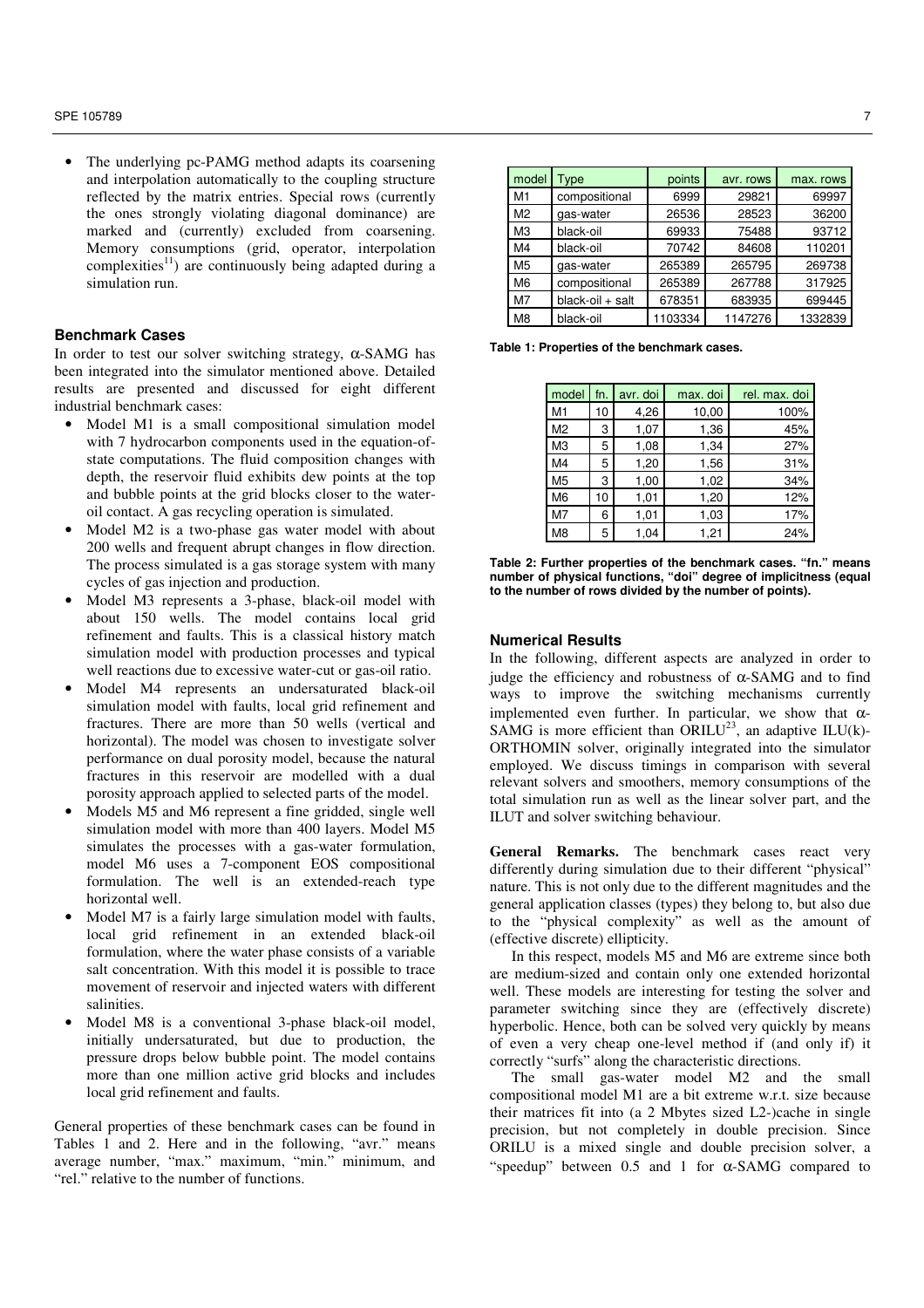- The underlying pc-PAMG method adapts its coarsening and interpolation automatically to the coupling structure reflected by the matrix entries. Special rows (currently the ones strongly violating diagonal dominance) are marked and (currently) excluded from coarsening. Memory consumptions (grid, operator, interpolation complexities[11]) are continuously being adapted during a simulation run.

### Benchmark Cases

In order to test our solver switching strategy, α-SAMG has been integrated into the simulator mentioned above. Detailed results are presented and discussed for eight different industrial benchmark cases:

- Model M1 is a small compositional simulation model with 7 hydrocarbon components used in the equation-of-state computations. The fluid composition changes with depth, the reservoir fluid exhibits dew points at the top and bubble points at the grid blocks closer to the water-oil contact. A gas recycling operation is simulated.
- Model M2 is a two-phase gas water model with about 200 wells and frequent abrupt changes in flow direction. The process simulated is a gas storage system with many cycles of gas injection and production.
- Model M3 represents a 3-phase, black-oil model with about 150 wells. The model contains local grid refinement and faults. This is a classical history match simulation model with production processes and typical well reactions due to excessive water-cut or gas-oil ratio.
- Model M4 represents an undersaturated black-oil simulation model with faults, local grid refinement and fractures. There are more than 50 wells (vertical and horizontal). The model was chosen to investigate solver performance on dual porosity model, because the natural fractures in this reservoir are modelled with a dual porosity approach applied to selected parts of the model.
- Models M5 and M6 represent a fine gridded, single well simulation model with more than 400 layers. Model M5 simulates the processes with a gas-water formulation, model M6 uses a 7-component EOS compositional formulation. The well is an extended-reach type horizontal well.
- Model M7 is a fairly large simulation model with faults, local grid refinement in an extended black-oil formulation, where the water phase consists of a variable salt concentration. With this model it is possible to trace movement of reservoir and injected waters with different salinities.
- Model M8 is a conventional 3-phase black-oil model, initially undersaturated, but due to production, the pressure drops below bubble point. The model contains more than one million active grid blocks and includes local grid refinement and faults.

General properties of these benchmark cases can be found in Tables 1 and 2. Here and in the following, "avr." means average number, "max." maximum, "min." minimum, and "rel." relative to the number of functions.

| model | Type | points | avr. rows | max. rows |
|---|---|---|---|---|
| M1 | compositional | 6999 | 29821 | 69997 |
| M2 | gas-water | 26536 | 28523 | 36200 |
| M3 | black-oil | 69933 | 75488 | 93712 |
| M4 | black-oil | 70742 | 84608 | 110201 |
| M5 | gas-water | 265389 | 265795 | 269738 |
| M6 | compositional | 265389 | 267788 | 317925 |
| M7 | black-oil + salt | 678351 | 683935 | 699445 |
| M8 | black-oil | 1103334 | 1147276 | 1332839 |

**Table 1: Properties of the benchmark cases.**

| model | fn. | avr. doi | max. doi | rel. max. doi |
|---|---|---|---|---|
| M1 | 10 | 4,26 | 10,00 | 100% |
| M2 | 3 | 1,07 | 1,36 | 45% |
| M3 | 5 | 1,08 | 1,34 | 27% |
| M4 | 5 | 1,20 | 1,56 | 31% |
| M5 | 3 | 1,00 | 1,02 | 34% |
| M6 | 10 | 1,01 | 1,20 | 12% |
| M7 | 6 | 1,01 | 1,03 | 17% |
| M8 | 5 | 1,04 | 1,21 | 24% |

**Table 2: Further properties of the benchmark cases. "fn." means number of physical functions, "doi" degree of implicitness (equal to the number of rows divided by the number of points).**

### Numerical Results

In the following, different aspects are analyzed in order to judge the efficiency and robustness of α-SAMG and to find ways to improve the switching mechanisms currently implemented even further. In particular, we show that α-SAMG is more efficient than ORILU[23], an adaptive ILU(k)-ORTHOMIN solver, originally integrated into the simulator employed. We discuss timings in comparison with several relevant solvers and smoothers, memory consumptions of the total simulation run as well as the linear solver part, and the ILUT and solver switching behaviour.

**General Remarks.** The benchmark cases react very differently during simulation due to their different "physical" nature. This is not only due to the different magnitudes and the general application classes (types) they belong to, but also due to the "physical complexity" as well as the amount of (effective discrete) ellipticity.

In this respect, models M5 and M6 are extreme since both are medium-sized and contain only one extended horizontal well. These models are interesting for testing the solver and parameter switching since they are (effectively discrete) hyperbolic. Hence, both can be solved very quickly by means of even a very cheap one-level method if (and only if) it correctly "surfs" along the characteristic directions.

The small gas-water model M2 and the small compositional model M1 are a bit extreme w.r.t. size because their matrices fit into (a 2 Mbytes sized L2-)cache in single precision, but not completely in double precision. Since ORILU is a mixed single and double precision solver, a "speedup" between 0.5 and 1 for α-SAMG compared to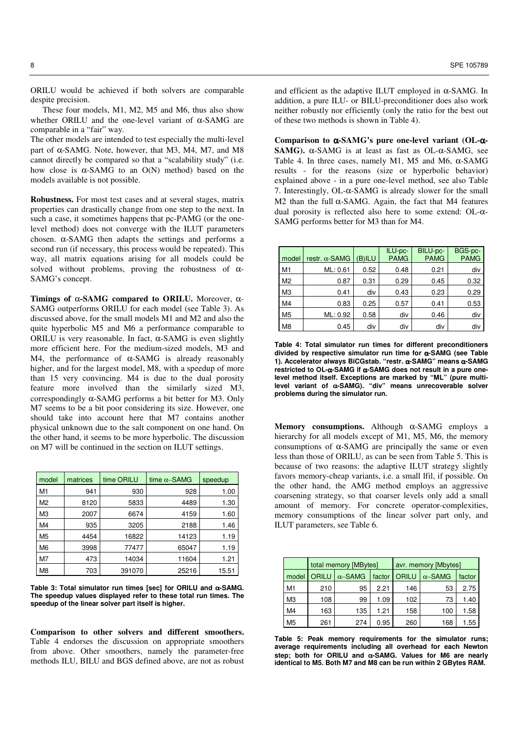ORILU would be achieved if both solvers are comparable despite precision.

These four models, M1, M2, M5 and M6, thus also show whether ORILU and the one-level variant of α-SAMG are comparable in a "fair" way.

The other models are intended to test especially the multi-level part of α-SAMG. Note, however, that M3, M4, M7, and M8 cannot directly be compared so that a "scalability study" (i.e. how close is α-SAMG to an O(N) method) based on the models available is not possible.

**Robustness.** For most test cases and at several stages, matrix properties can drastically change from one step to the next. In such a case, it sometimes happens that pc-PAMG (or the one-level method) does not converge with the ILUT parameters chosen. α-SAMG then adapts the settings and performs a second run (if necessary, this process would be repeated). This way, all matrix equations arising for all models could be solved without problems, proving the robustness of α-SAMG's concept.

**Timings of α-SAMG compared to ORILU.** Moreover, α-SAMG outperforms ORILU for each model (see Table 3). As discussed above, for the small models M1 and M2 and also the quite hyperbolic M5 and M6 a performance comparable to ORILU is very reasonable. In fact, α-SAMG is even slightly more efficient here. For the medium-sized models, M3 and M4, the performance of α-SAMG is already reasonably higher, and for the largest model, M8, with a speedup of more than 15 very convincing. M4 is due to the dual porosity feature more involved than the similarly sized M3, correspondingly α-SAMG performs a bit better for M3. Only M7 seems to be a bit poor considering its size. However, one should take into account here that M7 contains another physical unknown due to the salt component on one hand. On the other hand, it seems to be more hyperbolic. The discussion on M7 will be continued in the section on ILUT settings.

| model | matrices | time ORILU | time α–SAMG | speedup |
|---|---|---|---|---|
| M1 | 941 | 930 | 928 | 1.00 |
| M2 | 8120 | 5833 | 4489 | 1.30 |
| M3 | 2007 | 6674 | 4159 | 1.60 |
| M4 | 935 | 3205 | 2188 | 1.46 |
| M5 | 4454 | 16822 | 14123 | 1.19 |
| M6 | 3998 | 77477 | 65047 | 1.19 |
| M7 | 473 | 14034 | 11604 | 1.21 |
| M8 | 703 | 391070 | 25216 | 15.51 |

**Table 3: Total simulator run times [sec] for ORILU and α-SAMG. The speedup values displayed refer to these total run times. The speedup of the linear solver part itself is higher.**

**Comparison to other solvers and different smoothers.** Table 4 endorses the discussion on appropriate smoothers from above. Other smoothers, namely the parameter-free methods ILU, BILU and BGS defined above, are not as robust and efficient as the adaptive ILUT employed in α-SAMG. In addition, a pure ILU- or BILU-preconditioner does also work neither robustly nor efficiently (only the ratio for the best out of these two methods is shown in Table 4).

**Comparison to α-SAMG's pure one-level variant (OL-α-SAMG).** α-SAMG is at least as fast as OL-α-SAMG, see Table 4. In three cases, namely M1, M5 and M6, α-SAMG results - for the reasons (size or hyperbolic behavior) explained above - in a pure one-level method, see also Table 7. Interestingly, OL-α-SAMG is already slower for the small M2 than the full α-SAMG. Again, the fact that M4 features dual porosity is reflected also here to some extend: OL-α-SAMG performs better for M3 than for M4.

| model | restr. α-SAMG | (B)ILU | ILU-pc-PAMG | BILU-pc-PAMG | BGS-pc-PAMG |
|---|---|---|---|---|---|
| M1 | ML: 0.61 | 0.52 | 0.48 | 0.21 | div |
| M2 | 0.87 | 0.31 | 0.29 | 0.45 | 0.32 |
| M3 | 0.41 | div | 0.43 | 0.23 | 0.29 |
| M4 | 0.83 | 0.25 | 0.57 | 0.41 | 0.53 |
| M5 | ML: 0.92 | 0.58 | div | 0.46 | div |
| M8 | 0.45 | div | div | div | div |

**Table 4: Total simulator run times for different preconditioners divided by respective simulator run time for α-SAMG (see Table 1). Accelerator always BiCGstab. "restr. α-SAMG" means α-SAMG restricted to OL-α-SAMG if α-SAMG does not result in a pure one-level method itself. Exceptions are marked by "ML" (pure multi-level variant of α-SAMG). "div" means unrecoverable solver problems during the simulator run.**

**Memory consumptions.** Although α-SAMG employs a hierarchy for all models except of M1, M5, M6, the memory consumptions of α-SAMG are principally the same or even less than those of ORILU, as can be seen from Table 5. This is because of two reasons: the adaptive ILUT strategy slightly favors memory-cheap variants, i.e. a small lfil, if possible. On the other hand, the AMG method employs an aggressive coarsening strategy, so that coarser levels only add a small amount of memory. For concrete operator-complexities, memory consumptions of the linear solver part only, and ILUT parameters, see Table 6.

| | total memory [MBytes] | | | avr. memory [Mbytes] | | |
|---|---|---|---|---|---|---|
| model | ORILU | α–SAMG | factor | ORILU | α–SAMG | factor |
| M1 | 210 | 95 | 2.21 | 146 | 53 | 2.75 |
| M3 | 108 | 99 | 1.09 | 102 | 73 | 1.40 |
| M4 | 163 | 135 | 1.21 | 158 | 100 | 1.58 |
| M5 | 261 | 274 | 0.95 | 260 | 168 | 1.55 |

**Table 5: Peak memory requirements for the simulator runs; average requirements including all overhead for each Newton step; both for ORILU and α-SAMG. Values for M6 are nearly identical to M5. Both M7 and M8 can be run within 2 GBytes RAM.**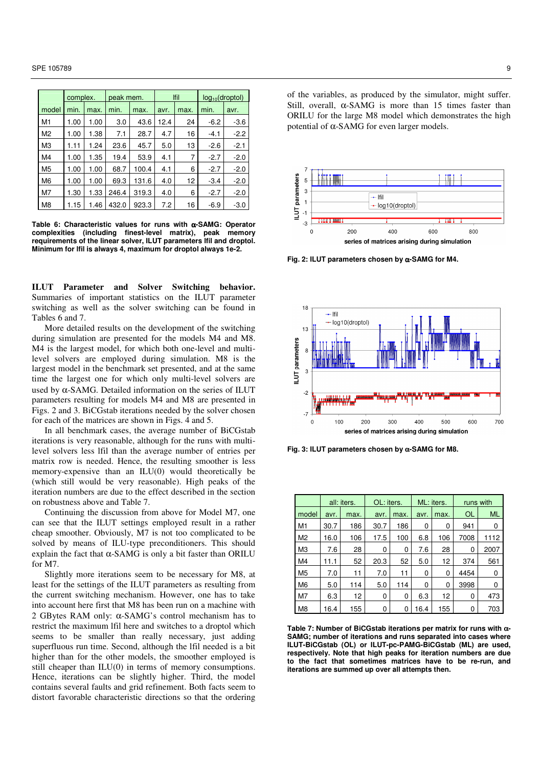| | complex. | | peak mem. | | lfil | | $\log_{10}$(droptol) | |
|---|---|---|---|---|---|---|---|---|
| model | min. | max. | min. | max. | avr. | max. | min. | avr. |
| M1 | 1.00 | 1.00 | 3.0 | 43.6 | 12.4 | 24 | -6.2 | -3.6 |
| M2 | 1.00 | 1.38 | 7.1 | 28.7 | 4.7 | 16 | -4.1 | -2.2 |
| M3 | 1.11 | 1.24 | 23.6 | 45.7 | 5.0 | 13 | -2.6 | -2.1 |
| M4 | 1.00 | 1.35 | 19.4 | 53.9 | 4.1 | 7 | -2.7 | -2.0 |
| M5 | 1.00 | 1.00 | 68.7 | 100.4 | 4.1 | 6 | -2.7 | -2.0 |
| M6 | 1.00 | 1.00 | 69.3 | 131.6 | 4.0 | 12 | -3.4 | -2.0 |
| M7 | 1.30 | 1.33 | 246.4 | 319.3 | 4.0 | 6 | -2.7 | -2.0 |
| M8 | 1.15 | 1.46 | 432.0 | 923.3 | 7.2 | 16 | -6.9 | -3.0 |

**Table 6: Characteristic values for runs with $\alpha$-SAMG: Operator complexities (including finest-level matrix), peak memory requirements of the linear solver, ILUT parameters lfil and droptol. Minimum for lfil is always 4, maximum for droptol always 1e-2.**

**ILUT Parameter and Solver Switching behavior.** Summaries of important statistics on the ILUT parameter switching as well as the solver switching can be found in Tables 6 and 7.

More detailed results on the development of the switching during simulation are presented for the models M4 and M8. M4 is the largest model, for which both one-level and multi-level solvers are employed during simulation. M8 is the largest model in the benchmark set presented, and at the same time the largest one for which only multi-level solvers are used by $\alpha$-SAMG. Detailed information on the series of ILUT parameters resulting for models M4 and M8 are presented in Figs. 2 and 3. BiCGstab iterations needed by the solver chosen for each of the matrices are shown in Figs. 4 and 5.

In all benchmark cases, the average number of BiCGstab iterations is very reasonable, although for the runs with multi-level solvers less lfil than the average number of entries per matrix row is needed. Hence, the resulting smoother is less memory-expensive than an ILU(0) would theoretically be (which still would be very reasonable). High peaks of the iteration numbers are due to the effect described in the section on robustness above and Table 7.

Continuing the discussion from above for Model M7, one can see that the ILUT settings employed result in a rather cheap smoother. Obviously, M7 is not too complicated to be solved by means of ILU-type preconditioners. This should explain the fact that $\alpha$-SAMG is only a bit faster than ORILU for M7.

Slightly more iterations seem to be necessary for M8, at least for the settings of the ILUT parameters as resulting from the current switching mechanism. However, one has to take into account here first that M8 has been run on a machine with 2 GBytes RAM only: $\alpha$-SAMG's control mechanism has to restrict the maximum lfil here and switches to a droptol which seems to be smaller than really necessary, just adding superfluous run time. Second, although the lfil needed is a bit higher than for the other models, the smoother employed is still cheaper than ILU(0) in terms of memory consumptions. Hence, iterations can be slightly higher. Third, the model contains several faults and grid refinement. Both facts seem to distort favorable characteristic directions so that the ordering of the variables, as produced by the simulator, might suffer. Still, overall, $\alpha$-SAMG is more than 15 times faster than ORILU for the large M8 model which demonstrates the high potential of $\alpha$-SAMG for even larger models.

**Fig. 2: ILUT parameters chosen by $\alpha$-SAMG for M4.**

**Fig. 3: ILUT parameters chosen by $\alpha$-SAMG for M8.**

| | all: iters. | | OL: iters. | | ML: iters. | | runs with | |
|---|---|---|---|---|---|---|---|---|
| model | avr. | max. | avr. | max. | avr. | max. | OL | ML |
| M1 | 30.7 | 186 | 30.7 | 186 | 0 | 0 | 941 | 0 |
| M2 | 16.0 | 106 | 17.5 | 100 | 6.8 | 106 | 7008 | 1112 |
| M3 | 7.6 | 28 | 0 | 0 | 7.6 | 28 | 0 | 2007 |
| M4 | 11.1 | 52 | 20.3 | 52 | 5.0 | 12 | 374 | 561 |
| M5 | 7.0 | 11 | 7.0 | 11 | 0 | 0 | 4454 | 0 |
| M6 | 5.0 | 114 | 5.0 | 114 | 0 | 0 | 3998 | 0 |
| M7 | 6.3 | 12 | 0 | 0 | 6.3 | 12 | 0 | 473 |
| M8 | 16.4 | 155 | 0 | 0 | 16.4 | 155 | 0 | 703 |

**Table 7: Number of BiCGstab iterations per matrix for runs with $\alpha$-SAMG; number of iterations and runs separated into cases where ILUT-BiCGstab (OL) or ILUT-pc-PAMG-BiCGstab (ML) are used, respectively. Note that high peaks for iteration numbers are due to the fact that sometimes matrices have to be re-run, and iterations are summed up over all attempts then.**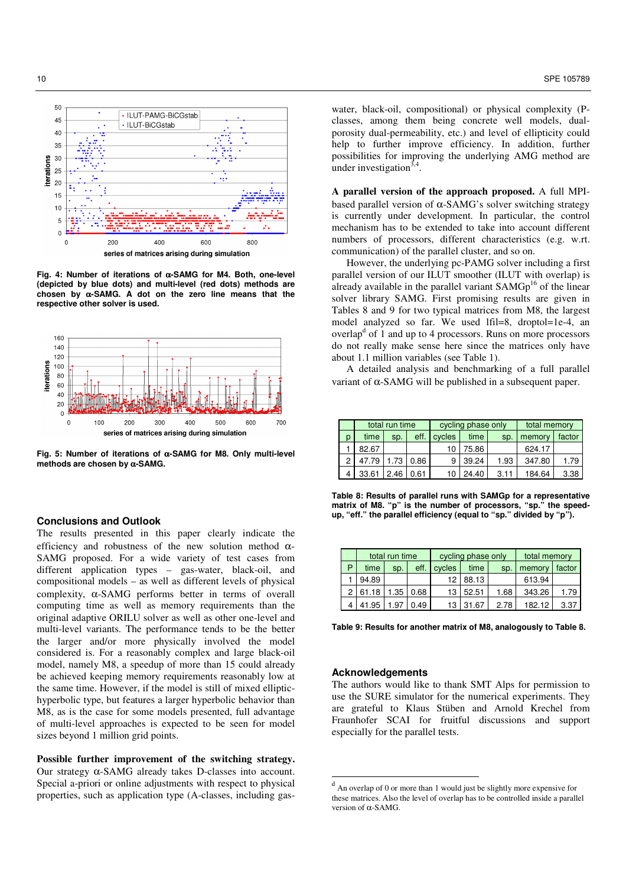Fig. 4: Number of iterations of α-SAMG for M4. Both, one-level (depicted by blue dots) and multi-level (red dots) methods are chosen by α-SAMG. A dot on the zero line means that the respective other solver is used.

Fig. 5: Number of iterations of α-SAMG for M8. Only multi-level methods are chosen by α-SAMG.

## Conclusions and Outlook

The results presented in this paper clearly indicate the efficiency and robustness of the new solution method α-SAMG proposed. For a wide variety of test cases from different application types – gas-water, black-oil, and compositional models – as well as different levels of physical complexity, α-SAMG performs better in terms of overall computing time as well as memory requirements than the original adaptive ORILU solver as well as other one-level and multi-level variants. The performance tends to be the better the larger and/or more physically involved the model considered is. For a reasonably complex and large black-oil model, namely M8, a speedup of more than 15 could already be achieved keeping memory requirements reasonably low at the same time. However, if the model is still of mixed elliptic-hyperbolic type, but features a larger hyperbolic behavior than M8, as is the case for some models presented, full advantage of multi-level approaches is expected to be seen for model sizes beyond 1 million grid points.

**Possible further improvement of the switching strategy.** Our strategy α-SAMG already takes D-classes into account. Special a-priori or online adjustments with respect to physical properties, such as application type (A-classes, including gas-water, black-oil, compositional) or physical complexity (P-classes, among them being concrete well models, dual-porosity dual-permeability, etc.) and level of ellipticity could help to further improve efficiency. In addition, further possibilities for improving the underlying AMG method are under investigation[3,4].

**A parallel version of the approach proposed.** A full MPI-based parallel version of α-SAMG's solver switching strategy is currently under development. In particular, the control mechanism has to be extended to take into account different numbers of processors, different characteristics (e.g. w.r.t. communication) of the parallel cluster, and so on.

However, the underlying pc-PAMG solver including a first parallel version of our ILUT smoother (ILUT with overlap) is already available in the parallel variant SAMGp[16] of the linear solver library SAMG. First promising results are given in Tables 8 and 9 for two typical matrices from M8, the largest model analyzed so far. We used lfil=8, droptol=1e-4, an overlap[d] of 1 and up to 4 processors. Runs on more processors do not really make sense here since the matrices only have about 1.1 million variables (see Table 1).

A detailed analysis and benchmarking of a full parallel variant of α-SAMG will be published in a subsequent paper.

| | total run time | | | cycling phase only | | | total memory | |
|---|---|---|---|---|---|---|---|---|
| p | time | sp. | eff. | cycles | time | sp. | memory | factor |
| 1 | 82.67 | | | 10 | 75.86 | | 624.17 | |
| 2 | 47.79 | 1.73 | 0.86 | 9 | 39.24 | 1.93 | 347.80 | 1.79 |
| 4 | 33.61 | 2.46 | 0.61 | 10 | 24.40 | 3.11 | 184.64 | 3.38 |

Table 8: Results of parallel runs with SAMGp for a representative matrix of M8. "p" is the number of processors, "sp." the speed-up, "eff." the parallel efficiency (equal to "sp." divided by "p").

| | total run time | | | cycling phase only | | | total memory | |
|---|---|---|---|---|---|---|---|---|
| P | time | sp. | eff. | cycles | time | sp. | memory | factor |
| 1 | 94.89 | | | 12 | 88.13 | | 613.94 | |
| 2 | 61.18 | 1.35 | 0.68 | 13 | 52.51 | 1.68 | 343.26 | 1.79 |
| 4 | 41.95 | 1.97 | 0.49 | 13 | 31.67 | 2.78 | 182.12 | 3.37 |

Table 9: Results for another matrix of M8, analogously to Table 8.

## Acknowledgements

The authors would like to thank SMT Alps for permission to use the SURE simulator for the numerical experiments. They are grateful to Klaus Stüben and Arnold Krechel from Fraunhofer SCAI for fruitful discussions and support especially for the parallel tests.

---

[d] An overlap of 0 or more than 1 would just be slightly more expensive for these matrices. Also the level of overlap has to be controlled inside a parallel version of α-SAMG.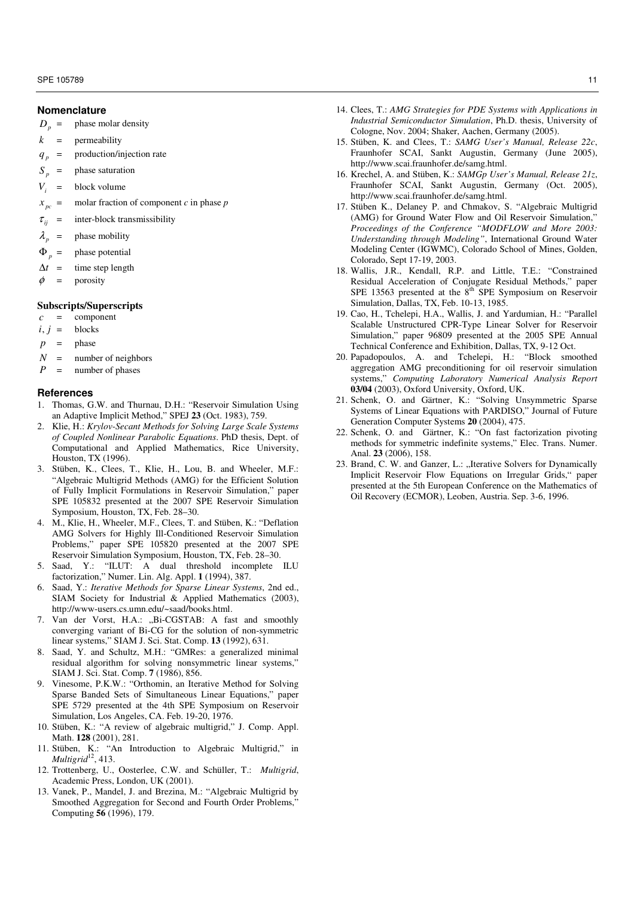## Nomenclature

$D_p$ = phase molar density
$k$ = permeability
$q_p$ = production/injection rate
$S_p$ = phase saturation
$V_i$ = block volume
$x_{pc}$ = molar fraction of component *c* in phase *p*
$\tau_{ij}$ = inter-block transmissibility
$\lambda_p$ = phase mobility
$\Phi_p$ = phase potential
$\Delta t$ = time step length
$\phi$ = porosity

### Subscripts/Superscripts

$c$ = component
$i, j$ = blocks
$p$ = phase
$N$ = number of neighbors
$P$ = number of phases

## References

1. Thomas, G.W. and Thurnau, D.H.: "Reservoir Simulation Using an Adaptive Implicit Method," SPEJ **23** (Oct. 1983), 759.
2. Klie, H.: *Krylov-Secant Methods for Solving Large Scale Systems of Coupled Nonlinear Parabolic Equations*. PhD thesis, Dept. of Computational and Applied Mathematics, Rice University, Houston, TX (1996).
3. Stüben, K., Clees, T., Klie, H., Lou, B. and Wheeler, M.F.: "Algebraic Multigrid Methods (AMG) for the Efficient Solution of Fully Implicit Formulations in Reservoir Simulation," paper SPE 105832 presented at the 2007 SPE Reservoir Simulation Symposium, Houston, TX, Feb. 28–30.
4. M., Klie, H., Wheeler, M.F., Clees, T. and Stüben, K.: "Deflation AMG Solvers for Highly Ill-Conditioned Reservoir Simulation Problems," paper SPE 105820 presented at the 2007 SPE Reservoir Simulation Symposium, Houston, TX, Feb. 28–30.
5. Saad, Y.: "ILUT: A dual threshold incomplete ILU factorization," Numer. Lin. Alg. Appl. **1** (1994), 387.
6. Saad, Y.: *Iterative Methods for Sparse Linear Systems*, 2nd ed., SIAM Society for Industrial & Applied Mathematics (2003), http://www-users.cs.umn.edu/~saad/books.html.
7. Van der Vorst, H.A.: „Bi-CGSTAB: A fast and smoothly converging variant of Bi-CG for the solution of non-symmetric linear systems," SIAM J. Sci. Stat. Comp. **13** (1992), 631.
8. Saad, Y. and Schultz, M.H.: "GMRes: a generalized minimal residual algorithm for solving nonsymmetric linear systems," SIAM J. Sci. Stat. Comp. **7** (1986), 856.
9. Vinesome, P.K.W.: "Orthomin, an Iterative Method for Solving Sparse Banded Sets of Simultaneous Linear Equations," paper SPE 5729 presented at the 4th SPE Symposium on Reservoir Simulation, Los Angeles, CA. Feb. 19-20, 1976.
10. Stüben, K.: "A review of algebraic multigrid," J. Comp. Appl. Math. **128** (2001), 281.
11. Stüben, K.: "An Introduction to Algebraic Multigrid," in *Multigrid*[12], 413.
12. Trottenberg, U., Oosterlee, C.W. and Schüller, T.: *Multigrid*, Academic Press, London, UK (2001).
13. Vanek, P., Mandel, J. and Brezina, M.: "Algebraic Multigrid by Smoothed Aggregation for Second and Fourth Order Problems," Computing **56** (1996), 179.
14. Clees, T.: *AMG Strategies for PDE Systems with Applications in Industrial Semiconductor Simulation*, Ph.D. thesis, University of Cologne, Nov. 2004; Shaker, Aachen, Germany (2005).
15. Stüben, K. and Clees, T.: *SAMG User's Manual, Release 22c*, Fraunhofer SCAI, Sankt Augustin, Germany (June 2005), http://www.scai.fraunhofer.de/samg.html.
16. Krechel, A. and Stüben, K.: *SAMGp User's Manual, Release 21z*, Fraunhofer SCAI, Sankt Augustin, Germany (Oct. 2005), http://www.scai.fraunhofer.de/samg.html.
17. Stüben K., Delaney P. and Chmakov, S. "Algebraic Multigrid (AMG) for Ground Water Flow and Oil Reservoir Simulation," *Proceedings of the Conference "MODFLOW and More 2003: Understanding through Modeling"*, International Ground Water Modeling Center (IGWMC), Colorado School of Mines, Golden, Colorado, Sept 17-19, 2003.
18. Wallis, J.R., Kendall, R.P. and Little, T.E.: "Constrained Residual Acceleration of Conjugate Residual Methods," paper SPE 13563 presented at the 8th SPE Symposium on Reservoir Simulation, Dallas, TX, Feb. 10-13, 1985.
19. Cao, H., Tchelepi, H.A., Wallis, J. and Yardumian, H.: "Parallel Scalable Unstructured CPR-Type Linear Solver for Reservoir Simulation," paper 96809 presented at the 2005 SPE Annual Technical Conference and Exhibition, Dallas, TX, 9-12 Oct.
20. Papadopoulos, A. and Tchelepi, H.: "Block smoothed aggregation AMG preconditioning for oil reservoir simulation systems," *Computing Laboratory Numerical Analysis Report* **03/04** (2003), Oxford University, Oxford, UK.
21. Schenk, O. and Gärtner, K.: "Solving Unsymmetric Sparse Systems of Linear Equations with PARDISO," Journal of Future Generation Computer Systems **20** (2004), 475.
22. Schenk, O. and Gärtner, K.: "On fast factorization pivoting methods for symmetric indefinite systems," Elec. Trans. Numer. Anal. **23** (2006), 158.
23. Brand, C. W. and Ganzer, L.: „Iterative Solvers for Dynamically Implicit Reservoir Flow Equations on Irregular Grids," paper presented at the 5th European Conference on the Mathematics of Oil Recovery (ECMOR), Leoben, Austria. Sep. 3-6, 1996.